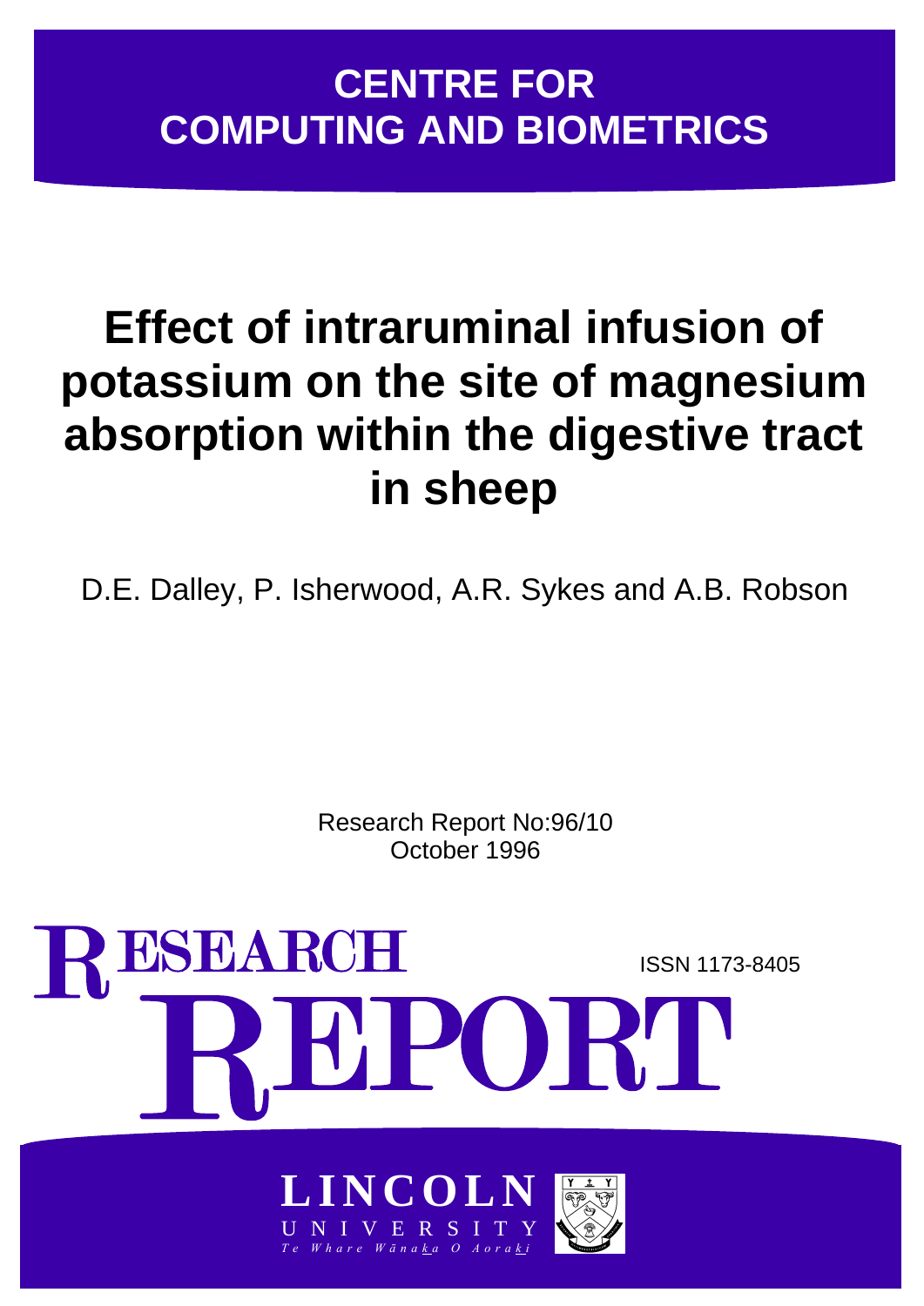# CENTRE FOR COMPUTING AND BIOMETRICS

# Effect of intraruminal infusion of potassium on the site of magnesium absorption within the digestive tract in sheep

D.E. Dalley, P. Isherwood, A.R. Sykes and A.B. Robson

Research Report No:96/10
October 1996

RESEARCH REPORT

ISSN 1173-8405

LINCOLN UNIVERSITY
*Te Whare Wānaka O Aoraki*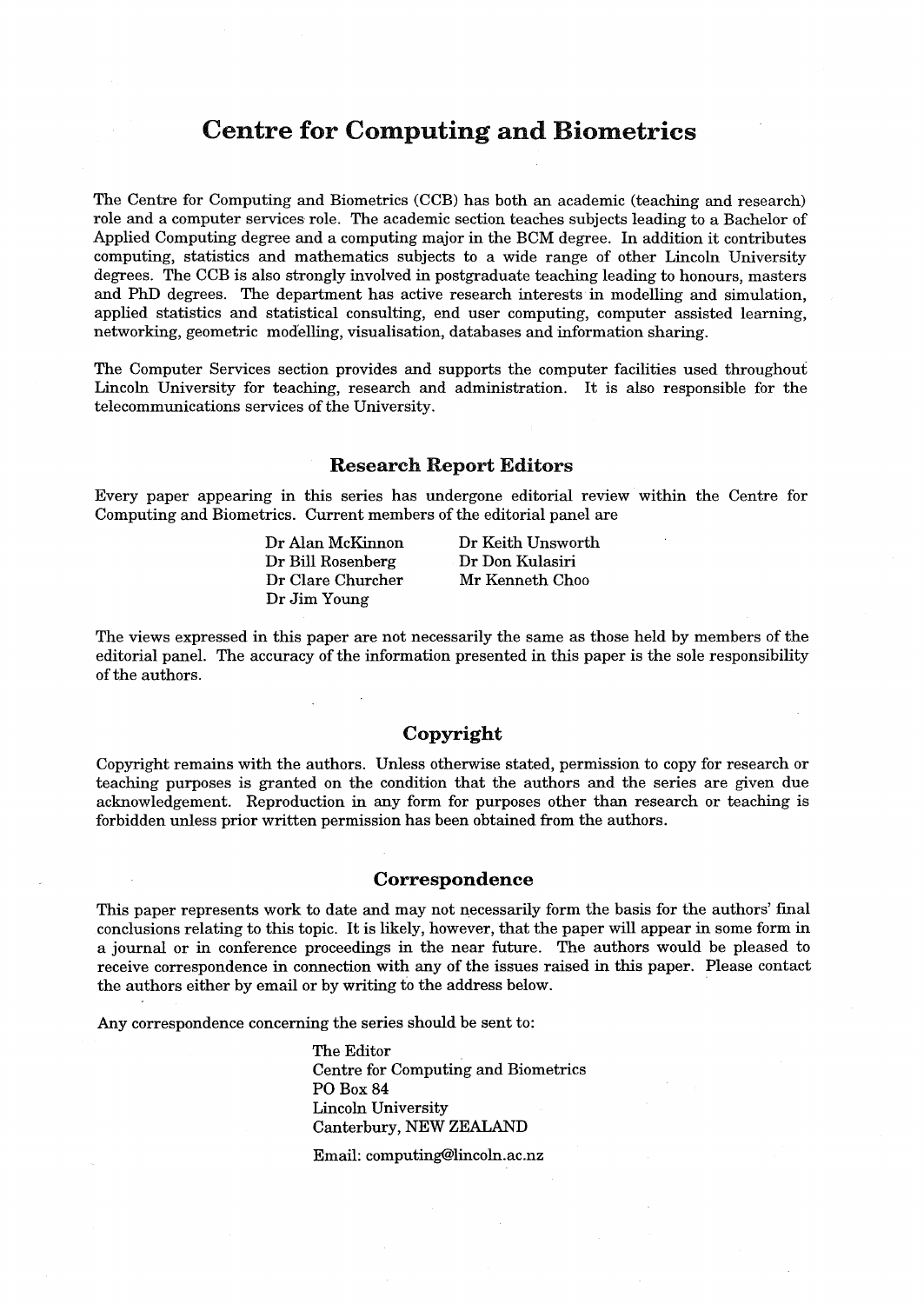# Centre for Computing and Biometrics

The Centre for Computing and Biometrics (CCB) has both an academic (teaching and research) role and a computer services role. The academic section teaches subjects leading to a Bachelor of Applied Computing degree and a computing major in the BCM degree. In addition it contributes computing, statistics and mathematics subjects to a wide range of other Lincoln University degrees. The CCB is also strongly involved in postgraduate teaching leading to honours, masters and PhD degrees. The department has active research interests in modelling and simulation, applied statistics and statistical consulting, end user computing, computer assisted learning, networking, geometric modelling, visualisation, databases and information sharing.

The Computer Services section provides and supports the computer facilities used throughout Lincoln University for teaching, research and administration. It is also responsible for the telecommunications services of the University.

## Research Report Editors

Every paper appearing in this series has undergone editorial review within the Centre for Computing and Biometrics. Current members of the editorial panel are

| | |
|---|---|
| Dr Alan McKinnon | Dr Keith Unsworth |
| Dr Bill Rosenberg | Dr Don Kulasiri |
| Dr Clare Churcher | Mr Kenneth Choo |
| Dr Jim Young | |

The views expressed in this paper are not necessarily the same as those held by members of the editorial panel. The accuracy of the information presented in this paper is the sole responsibility of the authors.

## Copyright

Copyright remains with the authors. Unless otherwise stated, permission to copy for research or teaching purposes is granted on the condition that the authors and the series are given due acknowledgement. Reproduction in any form for purposes other than research or teaching is forbidden unless prior written permission has been obtained from the authors.

## Correspondence

This paper represents work to date and may not necessarily form the basis for the authors' final conclusions relating to this topic. It is likely, however, that the paper will appear in some form in a journal or in conference proceedings in the near future. The authors would be pleased to receive correspondence in connection with any of the issues raised in this paper. Please contact the authors either by email or by writing to the address below.

Any correspondence concerning the series should be sent to:

The Editor
Centre for Computing and Biometrics
PO Box 84
Lincoln University
Canterbury, NEW ZEALAND

Email: computing@lincoln.ac.nz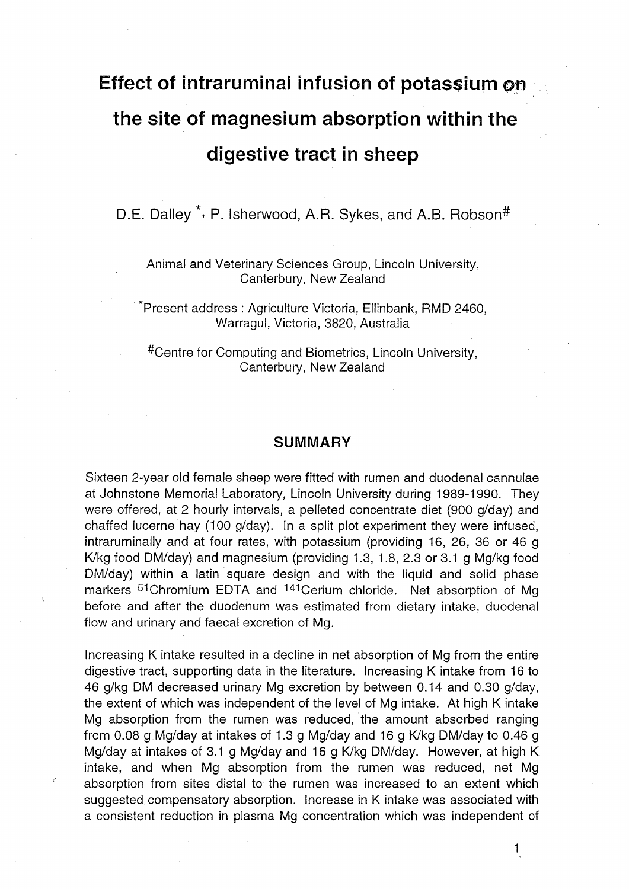# Effect of intraruminal infusion of potassium on the site of magnesium absorption within the digestive tract in sheep

D.E. Dalley [*], P. Isherwood, A.R. Sykes, and A.B. Robson[#]

Animal and Veterinary Sciences Group, Lincoln University, Canterbury, New Zealand

[*]Present address : Agriculture Victoria, Ellinbank, RMD 2460, Warragul, Victoria, 3820, Australia

[#]Centre for Computing and Biometrics, Lincoln University, Canterbury, New Zealand

## SUMMARY

Sixteen 2-year old female sheep were fitted with rumen and duodenal cannulae at Johnstone Memorial Laboratory, Lincoln University during 1989-1990. They were offered, at 2 hourly intervals, a pelleted concentrate diet (900 g/day) and chaffed lucerne hay (100 g/day). In a split plot experiment they were infused, intraruminally and at four rates, with potassium (providing 16, 26, 36 or 46 g K/kg food DM/day) and magnesium (providing 1.3, 1.8, 2.3 or 3.1 g Mg/kg food DM/day) within a latin square design and with the liquid and solid phase markers $^{51}$Chromium EDTA and $^{141}$Cerium chloride. Net absorption of Mg before and after the duodenum was estimated from dietary intake, duodenal flow and urinary and faecal excretion of Mg.

Increasing K intake resulted in a decline in net absorption of Mg from the entire digestive tract, supporting data in the literature. Increasing K intake from 16 to 46 g/kg DM decreased urinary Mg excretion by between 0.14 and 0.30 g/day, the extent of which was independent of the level of Mg intake. At high K intake Mg absorption from the rumen was reduced, the amount absorbed ranging from 0.08 g Mg/day at intakes of 1.3 g Mg/day and 16 g K/kg DM/day to 0.46 g Mg/day at intakes of 3.1 g Mg/day and 16 g K/kg DM/day. However, at high K intake, and when Mg absorption from the rumen was reduced, net Mg absorption from sites distal to the rumen was increased to an extent which suggested compensatory absorption. Increase in K intake was associated with a consistent reduction in plasma Mg concentration which was independent of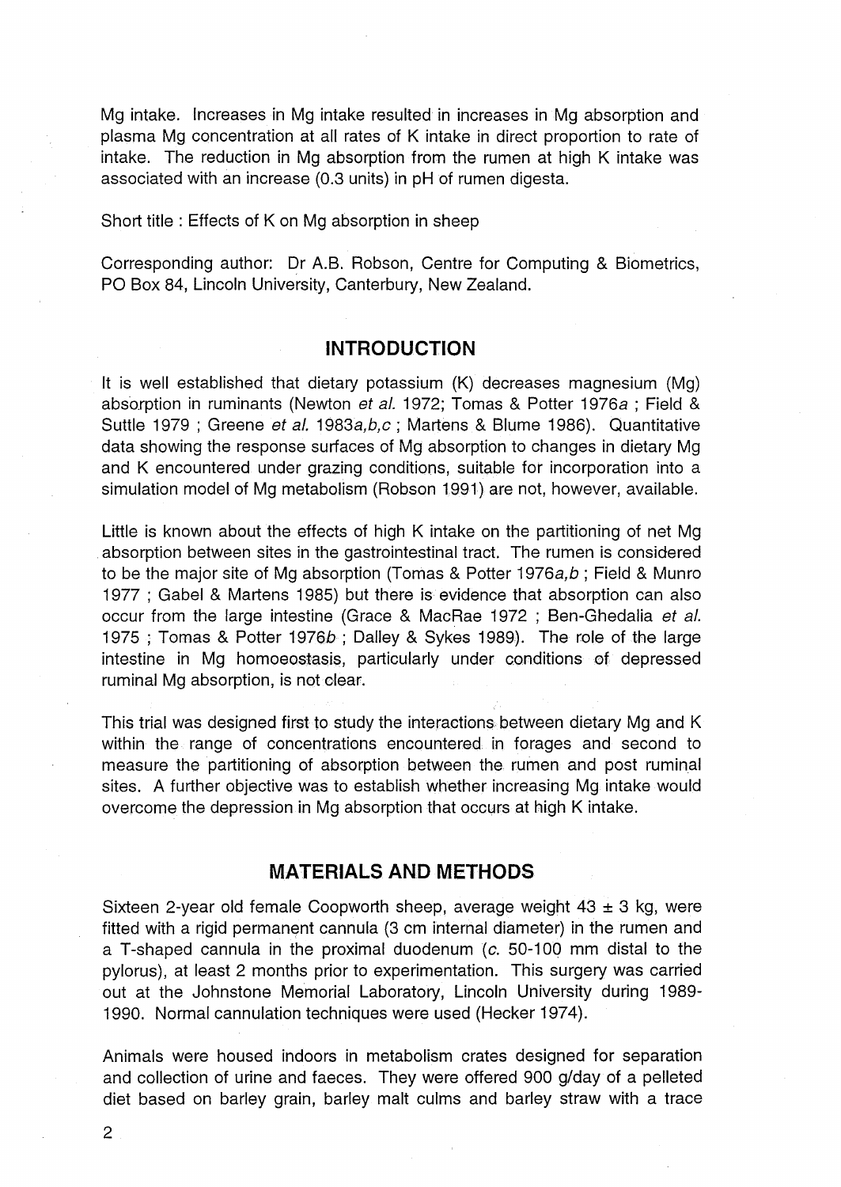Mg intake. Increases in Mg intake resulted in increases in Mg absorption and plasma Mg concentration at all rates of K intake in direct proportion to rate of intake. The reduction in Mg absorption from the rumen at high K intake was associated with an increase (0.3 units) in pH of rumen digesta.

Short title : Effects of K on Mg absorption in sheep

Corresponding author: Dr A.B. Robson, Centre for Computing & Biometrics, PO Box 84, Lincoln University, Canterbury, New Zealand.

## INTRODUCTION

It is well established that dietary potassium (K) decreases magnesium (Mg) absorption in ruminants (Newton *et al.* 1972; Tomas & Potter 1976*a* ; Field & Suttle 1979 ; Greene *et al.* 1983*a,b,c* ; Martens & Blume 1986). Quantitative data showing the response surfaces of Mg absorption to changes in dietary Mg and K encountered under grazing conditions, suitable for incorporation into a simulation model of Mg metabolism (Robson 1991) are not, however, available.

Little is known about the effects of high K intake on the partitioning of net Mg absorption between sites in the gastrointestinal tract. The rumen is considered to be the major site of Mg absorption (Tomas & Potter 1976*a,b* ; Field & Munro 1977 ; Gabel & Martens 1985) but there is evidence that absorption can also occur from the large intestine (Grace & MacRae 1972 ; Ben-Ghedalia *et al.* 1975 ; Tomas & Potter 1976*b* ; Dalley & Sykes 1989). The role of the large intestine in Mg homoeostasis, particularly under conditions of depressed ruminal Mg absorption, is not clear.

This trial was designed first to study the interactions between dietary Mg and K within the range of concentrations encountered in forages and second to measure the partitioning of absorption between the rumen and post ruminal sites. A further objective was to establish whether increasing Mg intake would overcome the depression in Mg absorption that occurs at high K intake.

## MATERIALS AND METHODS

Sixteen 2-year old female Coopworth sheep, average weight 43 ± 3 kg, were fitted with a rigid permanent cannula (3 cm internal diameter) in the rumen and a T-shaped cannula in the proximal duodenum (*c.* 50-100 mm distal to the pylorus), at least 2 months prior to experimentation. This surgery was carried out at the Johnstone Memorial Laboratory, Lincoln University during 1989-1990. Normal cannulation techniques were used (Hecker 1974).

Animals were housed indoors in metabolism crates designed for separation and collection of urine and faeces. They were offered 900 g/day of a pelleted diet based on barley grain, barley malt culms and barley straw with a trace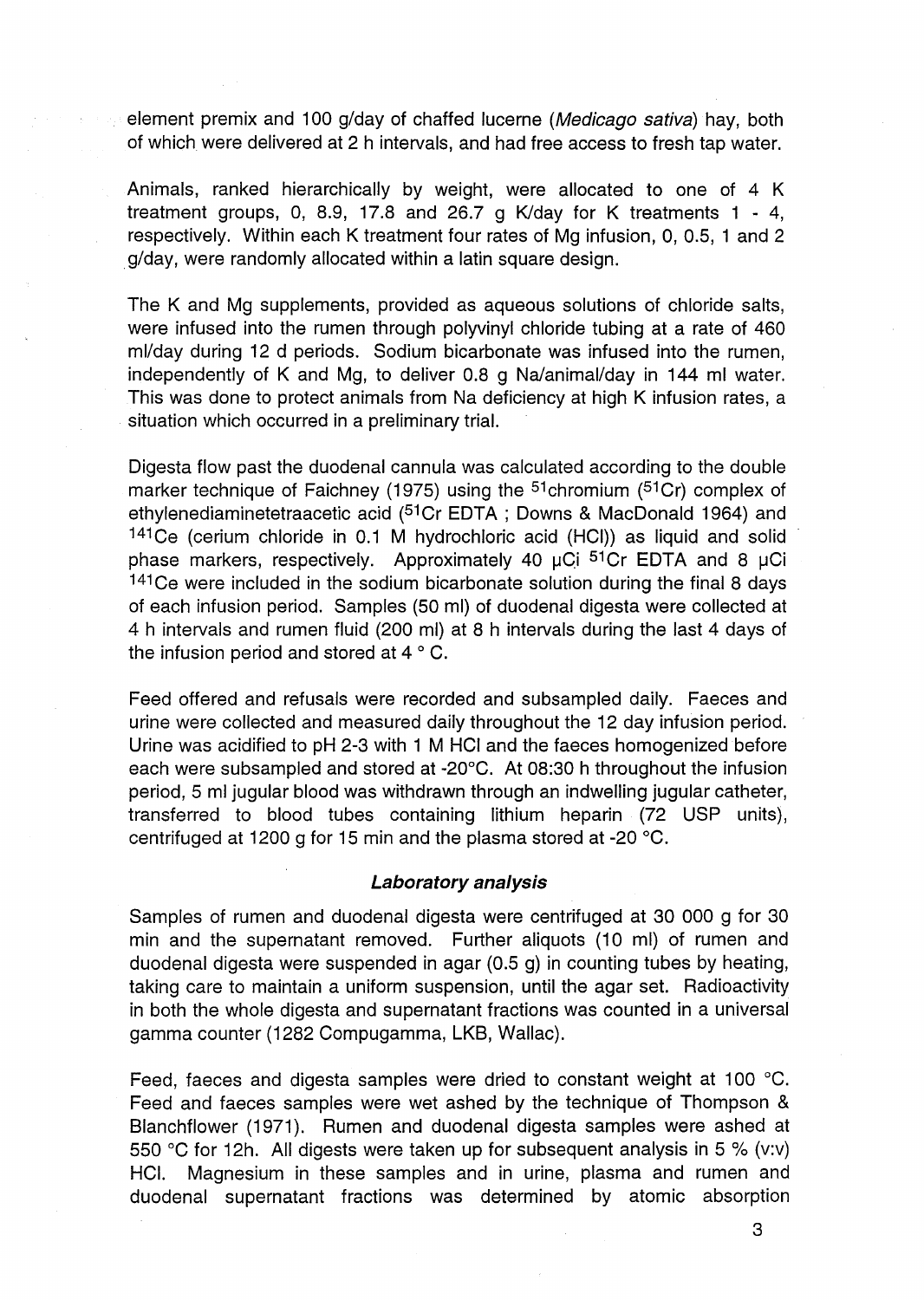element premix and 100 g/day of chaffed lucerne (*Medicago sativa*) hay, both of which were delivered at 2 h intervals, and had free access to fresh tap water.

Animals, ranked hierarchically by weight, were allocated to one of 4 K treatment groups, 0, 8.9, 17.8 and 26.7 g K/day for K treatments 1 - 4, respectively. Within each K treatment four rates of Mg infusion, 0, 0.5, 1 and 2 g/day, were randomly allocated within a latin square design.

The K and Mg supplements, provided as aqueous solutions of chloride salts, were infused into the rumen through polyvinyl chloride tubing at a rate of 460 ml/day during 12 d periods. Sodium bicarbonate was infused into the rumen, independently of K and Mg, to deliver 0.8 g Na/animal/day in 144 ml water. This was done to protect animals from Na deficiency at high K infusion rates, a situation which occurred in a preliminary trial.

Digesta flow past the duodenal cannula was calculated according to the double marker technique of Faichney (1975) using the $^{51}$chromium ($^{51}$Cr) complex of ethylenediaminetetraacetic acid ($^{51}$Cr EDTA ; Downs & MacDonald 1964) and $^{141}$Ce (cerium chloride in 0.1 M hydrochloric acid (HCl)) as liquid and solid phase markers, respectively. Approximately 40 µCi $^{51}$Cr EDTA and 8 µCi $^{141}$Ce were included in the sodium bicarbonate solution during the final 8 days of each infusion period. Samples (50 ml) of duodenal digesta were collected at 4 h intervals and rumen fluid (200 ml) at 8 h intervals during the last 4 days of the infusion period and stored at 4 ° C.

Feed offered and refusals were recorded and subsampled daily. Faeces and urine were collected and measured daily throughout the 12 day infusion period. Urine was acidified to pH 2-3 with 1 M HCl and the faeces homogenized before each were subsampled and stored at -20°C. At 08:30 h throughout the infusion period, 5 ml jugular blood was withdrawn through an indwelling jugular catheter, transferred to blood tubes containing lithium heparin (72 USP units), centrifuged at 1200 g for 15 min and the plasma stored at -20 °C.

### *Laboratory analysis*

Samples of rumen and duodenal digesta were centrifuged at 30 000 g for 30 min and the supernatant removed. Further aliquots (10 ml) of rumen and duodenal digesta were suspended in agar (0.5 g) in counting tubes by heating, taking care to maintain a uniform suspension, until the agar set. Radioactivity in both the whole digesta and supernatant fractions was counted in a universal gamma counter (1282 Compugamma, LKB, Wallac).

Feed, faeces and digesta samples were dried to constant weight at 100 °C. Feed and faeces samples were wet ashed by the technique of Thompson & Blanchflower (1971). Rumen and duodenal digesta samples were ashed at 550 °C for 12h. All digests were taken up for subsequent analysis in 5 % (v:v) HCl. Magnesium in these samples and in urine, plasma and rumen and duodenal supernatant fractions was determined by atomic absorption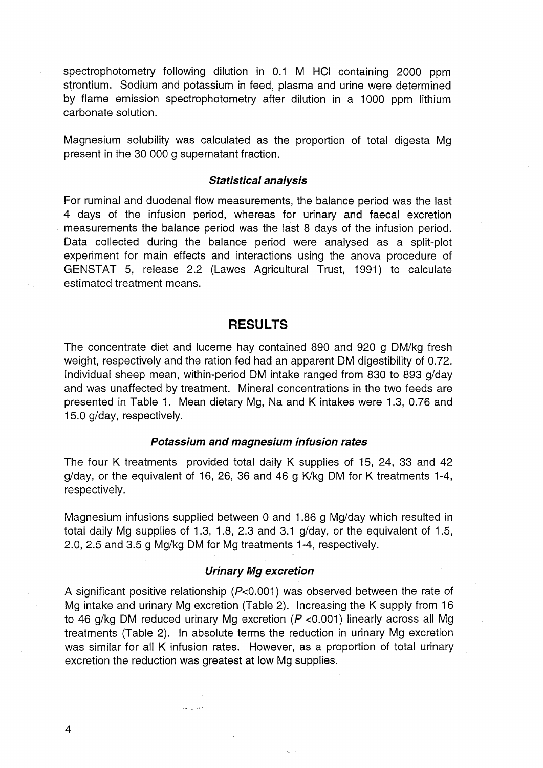spectrophotometry following dilution in 0.1 M HCl containing 2000 ppm strontium. Sodium and potassium in feed, plasma and urine were determined by flame emission spectrophotometry after dilution in a 1000 ppm lithium carbonate solution.

Magnesium solubility was calculated as the proportion of total digesta Mg present in the 30 000 g supernatant fraction.

### *Statistical analysis*

For ruminal and duodenal flow measurements, the balance period was the last 4 days of the infusion period, whereas for urinary and faecal excretion measurements the balance period was the last 8 days of the infusion period. Data collected during the balance period were analysed as a split-plot experiment for main effects and interactions using the anova procedure of GENSTAT 5, release 2.2 (Lawes Agricultural Trust, 1991) to calculate estimated treatment means.

## RESULTS

The concentrate diet and lucerne hay contained 890 and 920 g DM/kg fresh weight, respectively and the ration fed had an apparent DM digestibility of 0.72. Individual sheep mean, within-period DM intake ranged from 830 to 893 g/day and was unaffected by treatment. Mineral concentrations in the two feeds are presented in Table 1. Mean dietary Mg, Na and K intakes were 1.3, 0.76 and 15.0 g/day, respectively.

### *Potassium and magnesium infusion rates*

The four K treatments provided total daily K supplies of 15, 24, 33 and 42 g/day, or the equivalent of 16, 26, 36 and 46 g K/kg DM for K treatments 1-4, respectively.

Magnesium infusions supplied between 0 and 1.86 g Mg/day which resulted in total daily Mg supplies of 1.3, 1.8, 2.3 and 3.1 g/day, or the equivalent of 1.5, 2.0, 2.5 and 3.5 g Mg/kg DM for Mg treatments 1-4, respectively.

### *Urinary Mg excretion*

A significant positive relationship ($P$<0.001) was observed between the rate of Mg intake and urinary Mg excretion (Table 2). Increasing the K supply from 16 to 46 g/kg DM reduced urinary Mg excretion ($P$ <0.001) linearly across all Mg treatments (Table 2). In absolute terms the reduction in urinary Mg excretion was similar for all K infusion rates. However, as a proportion of total urinary excretion the reduction was greatest at low Mg supplies.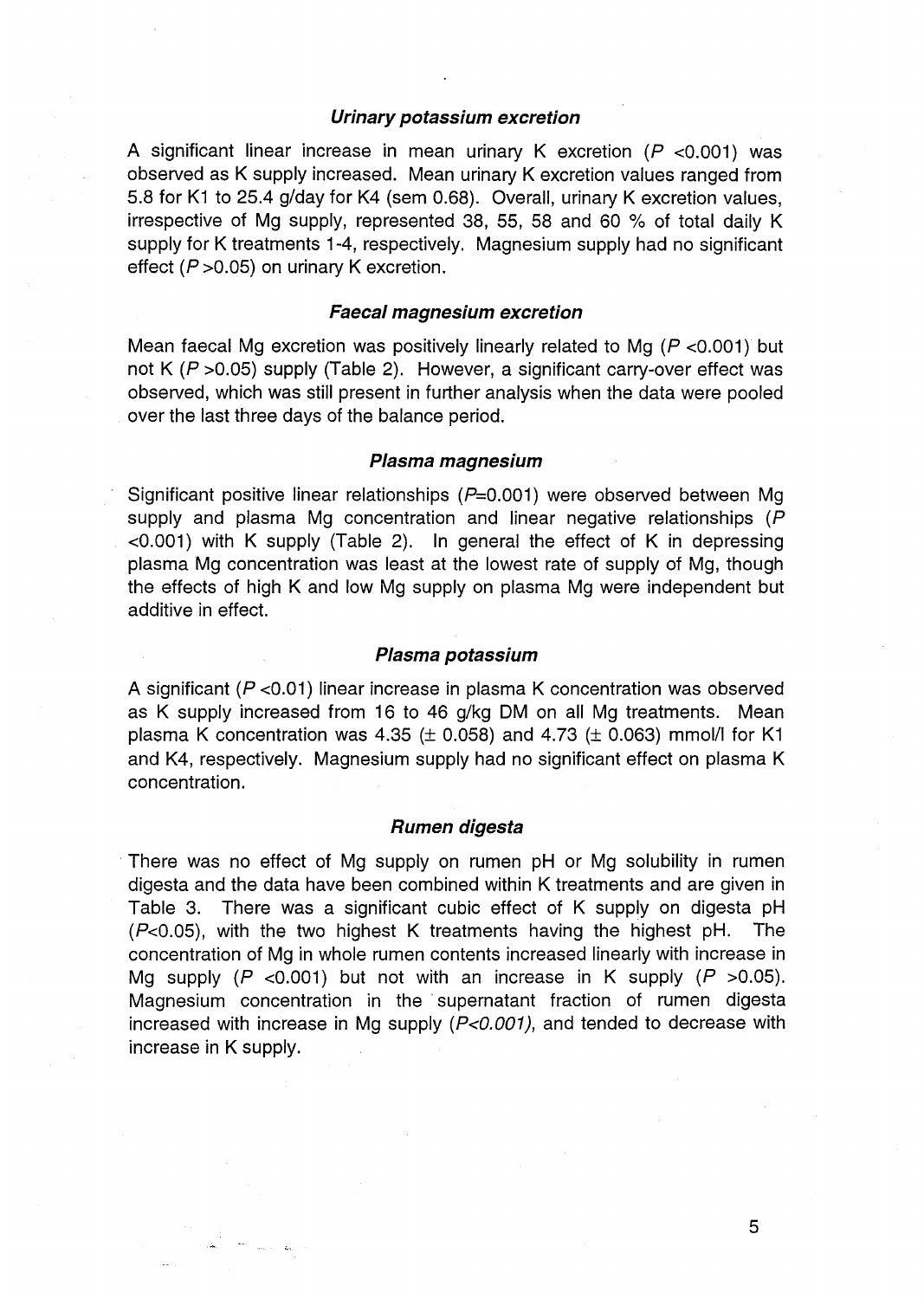### *Urinary potassium excretion*

A significant linear increase in mean urinary K excretion ($P$ <0.001) was observed as K supply increased. Mean urinary K excretion values ranged from 5.8 for K1 to 25.4 g/day for K4 (sem 0.68). Overall, urinary K excretion values, irrespective of Mg supply, represented 38, 55, 58 and 60 % of total daily K supply for K treatments 1-4, respectively. Magnesium supply had no significant effect ($P$ >0.05) on urinary K excretion.

### *Faecal magnesium excretion*

Mean faecal Mg excretion was positively linearly related to Mg ($P$ <0.001) but not K ($P$ >0.05) supply (Table 2). However, a significant carry-over effect was observed, which was still present in further analysis when the data were pooled over the last three days of the balance period.

### *Plasma magnesium*

Significant positive linear relationships ($P$=0.001) were observed between Mg supply and plasma Mg concentration and linear negative relationships ($P$ <0.001) with K supply (Table 2). In general the effect of K in depressing plasma Mg concentration was least at the lowest rate of supply of Mg, though the effects of high K and low Mg supply on plasma Mg were independent but additive in effect.

### *Plasma potassium*

A significant ($P$ <0.01) linear increase in plasma K concentration was observed as K supply increased from 16 to 46 g/kg DM on all Mg treatments. Mean plasma K concentration was 4.35 (± 0.058) and 4.73 (± 0.063) mmol/l for K1 and K4, respectively. Magnesium supply had no significant effect on plasma K concentration.

### *Rumen digesta*

There was no effect of Mg supply on rumen pH or Mg solubility in rumen digesta and the data have been combined within K treatments and are given in Table 3. There was a significant cubic effect of K supply on digesta pH ($P$<0.05), with the two highest K treatments having the highest pH. The concentration of Mg in whole rumen contents increased linearly with increase in Mg supply ($P$ <0.001) but not with an increase in K supply ($P$ >0.05). Magnesium concentration in the supernatant fraction of rumen digesta increased with increase in Mg supply (*$P$<0.001*), and tended to decrease with increase in K supply.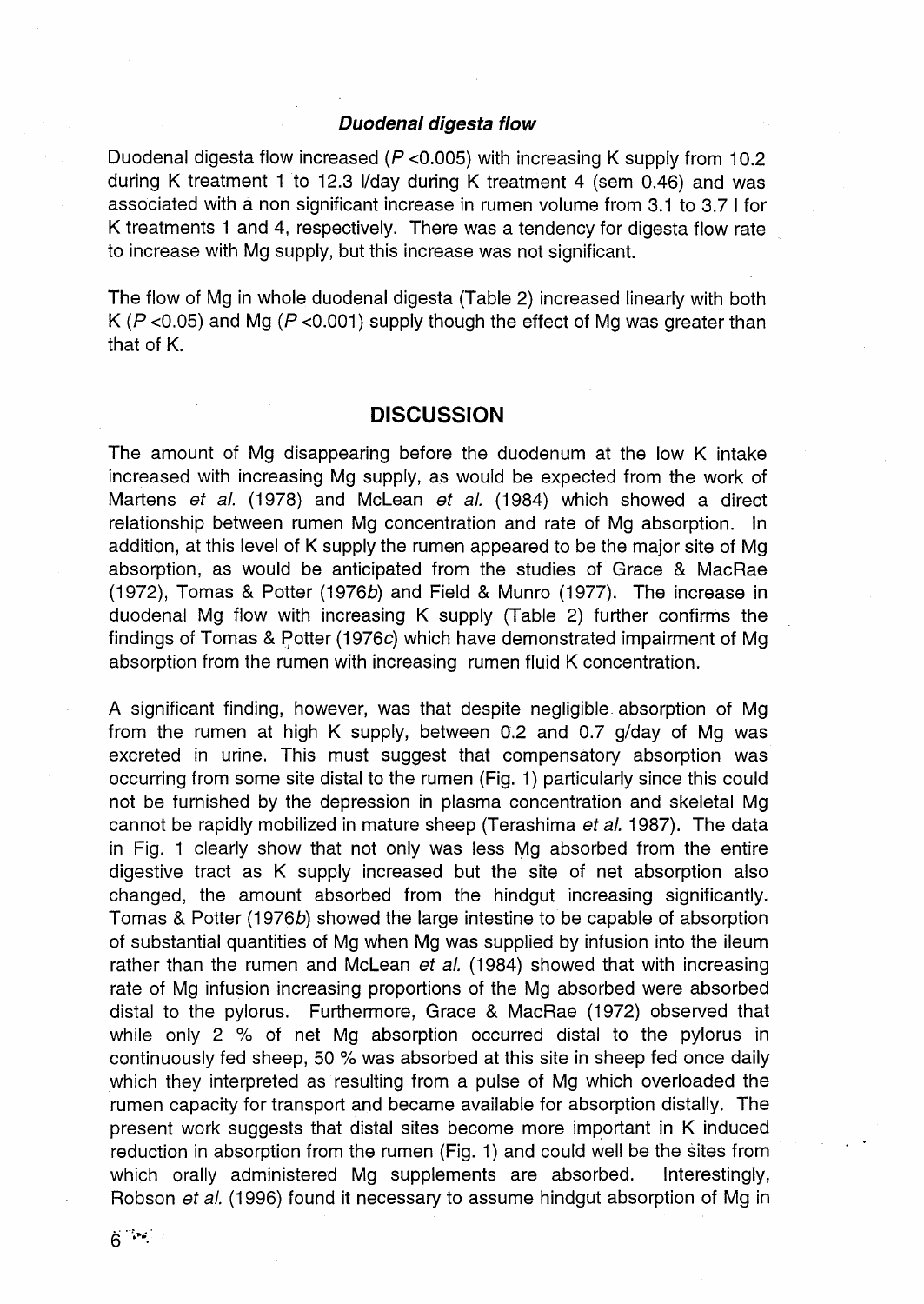### *Duodenal digesta flow*

Duodenal digesta flow increased ($P$ <0.005) with increasing K supply from 10.2 during K treatment 1 to 12.3 l/day during K treatment 4 (sem 0.46) and was associated with a non significant increase in rumen volume from 3.1 to 3.7 l for K treatments 1 and 4, respectively. There was a tendency for digesta flow rate to increase with Mg supply, but this increase was not significant.

The flow of Mg in whole duodenal digesta (Table 2) increased linearly with both K ($P$ <0.05) and Mg ($P$ <0.001) supply though the effect of Mg was greater than that of K.

## DISCUSSION

The amount of Mg disappearing before the duodenum at the low K intake increased with increasing Mg supply, as would be expected from the work of Martens *et al.* (1978) and McLean *et al.* (1984) which showed a direct relationship between rumen Mg concentration and rate of Mg absorption. In addition, at this level of K supply the rumen appeared to be the major site of Mg absorption, as would be anticipated from the studies of Grace & MacRae (1972), Tomas & Potter (1976*b*) and Field & Munro (1977). The increase in duodenal Mg flow with increasing K supply (Table 2) further confirms the findings of Tomas & Potter (1976*c*) which have demonstrated impairment of Mg absorption from the rumen with increasing rumen fluid K concentration.

A significant finding, however, was that despite negligible absorption of Mg from the rumen at high K supply, between 0.2 and 0.7 g/day of Mg was excreted in urine. This must suggest that compensatory absorption was occurring from some site distal to the rumen (Fig. 1) particularly since this could not be furnished by the depression in plasma concentration and skeletal Mg cannot be rapidly mobilized in mature sheep (Terashima *et al.* 1987). The data in Fig. 1 clearly show that not only was less Mg absorbed from the entire digestive tract as K supply increased but the site of net absorption also changed, the amount absorbed from the hindgut increasing significantly. Tomas & Potter (1976*b*) showed the large intestine to be capable of absorption of substantial quantities of Mg when Mg was supplied by infusion into the ileum rather than the rumen and McLean *et al.* (1984) showed that with increasing rate of Mg infusion increasing proportions of the Mg absorbed were absorbed distal to the pylorus. Furthermore, Grace & MacRae (1972) observed that while only 2 % of net Mg absorption occurred distal to the pylorus in continuously fed sheep, 50 % was absorbed at this site in sheep fed once daily which they interpreted as resulting from a pulse of Mg which overloaded the rumen capacity for transport and became available for absorption distally. The present work suggests that distal sites become more important in K induced reduction in absorption from the rumen (Fig. 1) and could well be the sites from which orally administered Mg supplements are absorbed. Interestingly, Robson *et al.* (1996) found it necessary to assume hindgut absorption of Mg in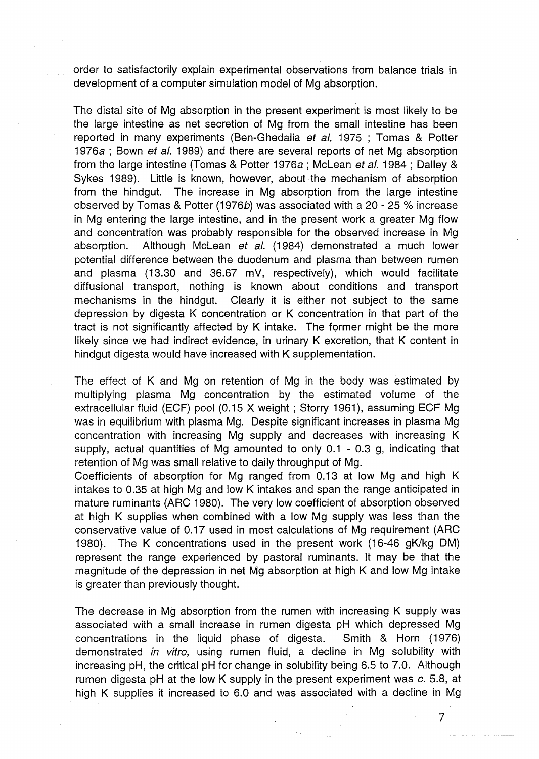order to satisfactorily explain experimental observations from balance trials in development of a computer simulation model of Mg absorption.

The distal site of Mg absorption in the present experiment is most likely to be the large intestine as net secretion of Mg from the small intestine has been reported in many experiments (Ben-Ghedalia *et al.* 1975 ; Tomas & Potter 1976*a* ; Bown *et al.* 1989) and there are several reports of net Mg absorption from the large intestine (Tomas & Potter 1976*a* ; McLean *et al.* 1984 ; Dalley & Sykes 1989). Little is known, however, about the mechanism of absorption from the hindgut. The increase in Mg absorption from the large intestine observed by Tomas & Potter (1976*b*) was associated with a 20 - 25 % increase in Mg entering the large intestine, and in the present work a greater Mg flow and concentration was probably responsible for the observed increase in Mg absorption. Although McLean *et al.* (1984) demonstrated a much lower potential difference between the duodenum and plasma than between rumen and plasma (13.30 and 36.67 mV, respectively), which would facilitate diffusional transport, nothing is known about conditions and transport mechanisms in the hindgut. Clearly it is either not subject to the same depression by digesta K concentration or K concentration in that part of the tract is not significantly affected by K intake. The former might be the more likely since we had indirect evidence, in urinary K excretion, that K content in hindgut digesta would have increased with K supplementation.

The effect of K and Mg on retention of Mg in the body was estimated by multiplying plasma Mg concentration by the estimated volume of the extracellular fluid (ECF) pool (0.15 X weight ; Storry 1961), assuming ECF Mg was in equilibrium with plasma Mg. Despite significant increases in plasma Mg concentration with increasing Mg supply and decreases with increasing K supply, actual quantities of Mg amounted to only 0.1 - 0.3 g, indicating that retention of Mg was small relative to daily throughput of Mg.

Coefficients of absorption for Mg ranged from 0.13 at low Mg and high K intakes to 0.35 at high Mg and low K intakes and span the range anticipated in mature ruminants (ARC 1980). The very low coefficient of absorption observed at high K supplies when combined with a low Mg supply was less than the conservative value of 0.17 used in most calculations of Mg requirement (ARC 1980). The K concentrations used in the present work (16-46 gK/kg DM) represent the range experienced by pastoral ruminants. It may be that the magnitude of the depression in net Mg absorption at high K and low Mg intake is greater than previously thought.

The decrease in Mg absorption from the rumen with increasing K supply was associated with a small increase in rumen digesta pH which depressed Mg concentrations in the liquid phase of digesta. Smith & Horn (1976) demonstrated *in vitro*, using rumen fluid, a decline in Mg solubility with increasing pH, the critical pH for change in solubility being 6.5 to 7.0. Although rumen digesta pH at the low K supply in the present experiment was *c.* 5.8, at high K supplies it increased to 6.0 and was associated with a decline in Mg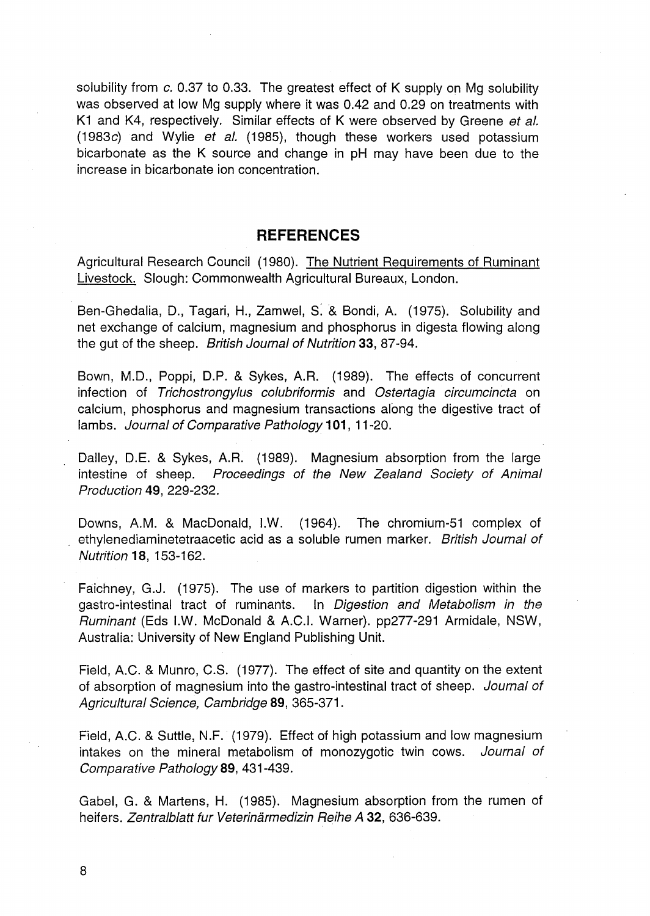solubility from *c.* 0.37 to 0.33. The greatest effect of K supply on Mg solubility was observed at low Mg supply where it was 0.42 and 0.29 on treatments with K1 and K4, respectively. Similar effects of K were observed by Greene *et al.* (1983*c*) and Wylie *et al.* (1985), though these workers used potassium bicarbonate as the K source and change in pH may have been due to the increase in bicarbonate ion concentration.

## REFERENCES

Agricultural Research Council (1980). The Nutrient Requirements of Ruminant Livestock. Slough: Commonwealth Agricultural Bureaux, London.

Ben-Ghedalia, D., Tagari, H., Zamwel, S. & Bondi, A. (1975). Solubility and net exchange of calcium, magnesium and phosphorus in digesta flowing along the gut of the sheep. *British Journal of Nutrition* **33**, 87-94.

Bown, M.D., Poppi, D.P. & Sykes, A.R. (1989). The effects of concurrent infection of *Trichostrongylus colubriformis* and *Ostertagia circumcincta* on calcium, phosphorus and magnesium transactions along the digestive tract of lambs. *Journal of Comparative Pathology* **101**, 11-20.

Dalley, D.E. & Sykes, A.R. (1989). Magnesium absorption from the large intestine of sheep. *Proceedings of the New Zealand Society of Animal Production* **49**, 229-232.

Downs, A.M. & MacDonald, I.W. (1964). The chromium-51 complex of ethylenediaminetetraacetic acid as a soluble rumen marker. *British Journal of Nutrition* **18**, 153-162.

Faichney, G.J. (1975). The use of markers to partition digestion within the gastro-intestinal tract of ruminants. In *Digestion and Metabolism in the Ruminant* (Eds I.W. McDonald & A.C.I. Warner). pp277-291 Armidale, NSW, Australia: University of New England Publishing Unit.

Field, A.C. & Munro, C.S. (1977). The effect of site and quantity on the extent of absorption of magnesium into the gastro-intestinal tract of sheep. *Journal of Agricultural Science, Cambridge* **89**, 365-371.

Field, A.C. & Suttle, N.F. (1979). Effect of high potassium and low magnesium intakes on the mineral metabolism of monozygotic twin cows. *Journal of Comparative Pathology* **89**, 431-439.

Gabel, G. & Martens, H. (1985). Magnesium absorption from the rumen of heifers. *Zentralblatt fur Veterinärmedizin Reihe A* **32**, 636-639.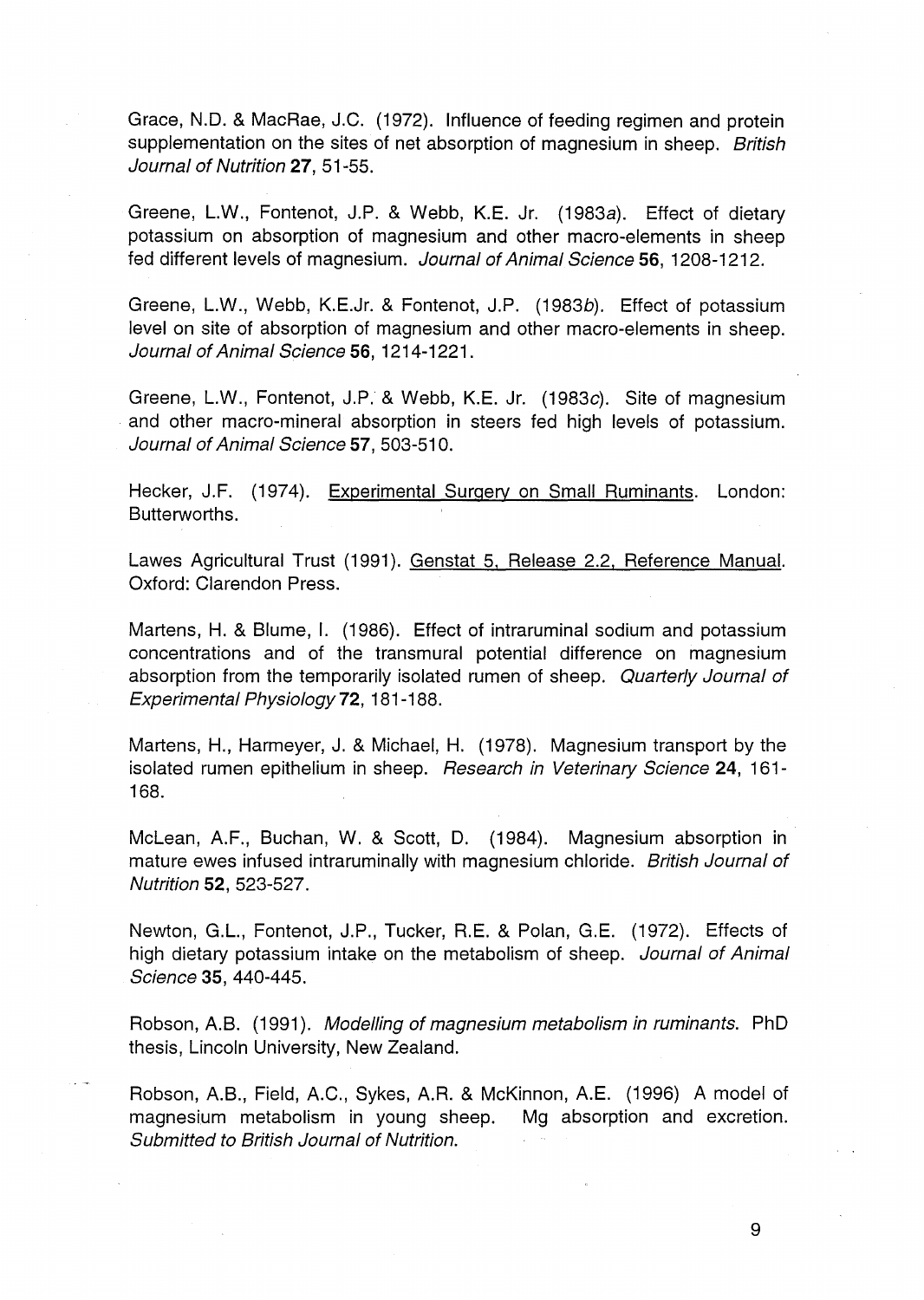Grace, N.D. & MacRae, J.C. (1972). Influence of feeding regimen and protein supplementation on the sites of net absorption of magnesium in sheep. *British Journal of Nutrition* **27**, 51-55.

Greene, L.W., Fontenot, J.P. & Webb, K.E. Jr. (1983*a*). Effect of dietary potassium on absorption of magnesium and other macro-elements in sheep fed different levels of magnesium. *Journal of Animal Science* **56**, 1208-1212.

Greene, L.W., Webb, K.E.Jr. & Fontenot, J.P. (1983*b*). Effect of potassium level on site of absorption of magnesium and other macro-elements in sheep. *Journal of Animal Science* **56**, 1214-1221.

Greene, L.W., Fontenot, J.P. & Webb, K.E. Jr. (1983*c*). Site of magnesium and other macro-mineral absorption in steers fed high levels of potassium. *Journal of Animal Science* **57**, 503-510.

Hecker, J.F. (1974). Experimental Surgery on Small Ruminants. London: Butterworths.

Lawes Agricultural Trust (1991). Genstat 5, Release 2.2, Reference Manual. Oxford: Clarendon Press.

Martens, H. & Blume, I. (1986). Effect of intraruminal sodium and potassium concentrations and of the transmural potential difference on magnesium absorption from the temporarily isolated rumen of sheep. *Quarterly Journal of Experimental Physiology* **72**, 181-188.

Martens, H., Harmeyer, J. & Michael, H. (1978). Magnesium transport by the isolated rumen epithelium in sheep. *Research in Veterinary Science* **24**, 161-168.

McLean, A.F., Buchan, W. & Scott, D. (1984). Magnesium absorption in mature ewes infused intraruminally with magnesium chloride. *British Journal of Nutrition* **52**, 523-527.

Newton, G.L., Fontenot, J.P., Tucker, R.E. & Polan, G.E. (1972). Effects of high dietary potassium intake on the metabolism of sheep. *Journal of Animal Science* **35**, 440-445.

Robson, A.B. (1991). *Modelling of magnesium metabolism in ruminants*. PhD thesis, Lincoln University, New Zealand.

Robson, A.B., Field, A.C., Sykes, A.R. & McKinnon, A.E. (1996) A model of magnesium metabolism in young sheep. Mg absorption and excretion. *Submitted to British Journal of Nutrition.*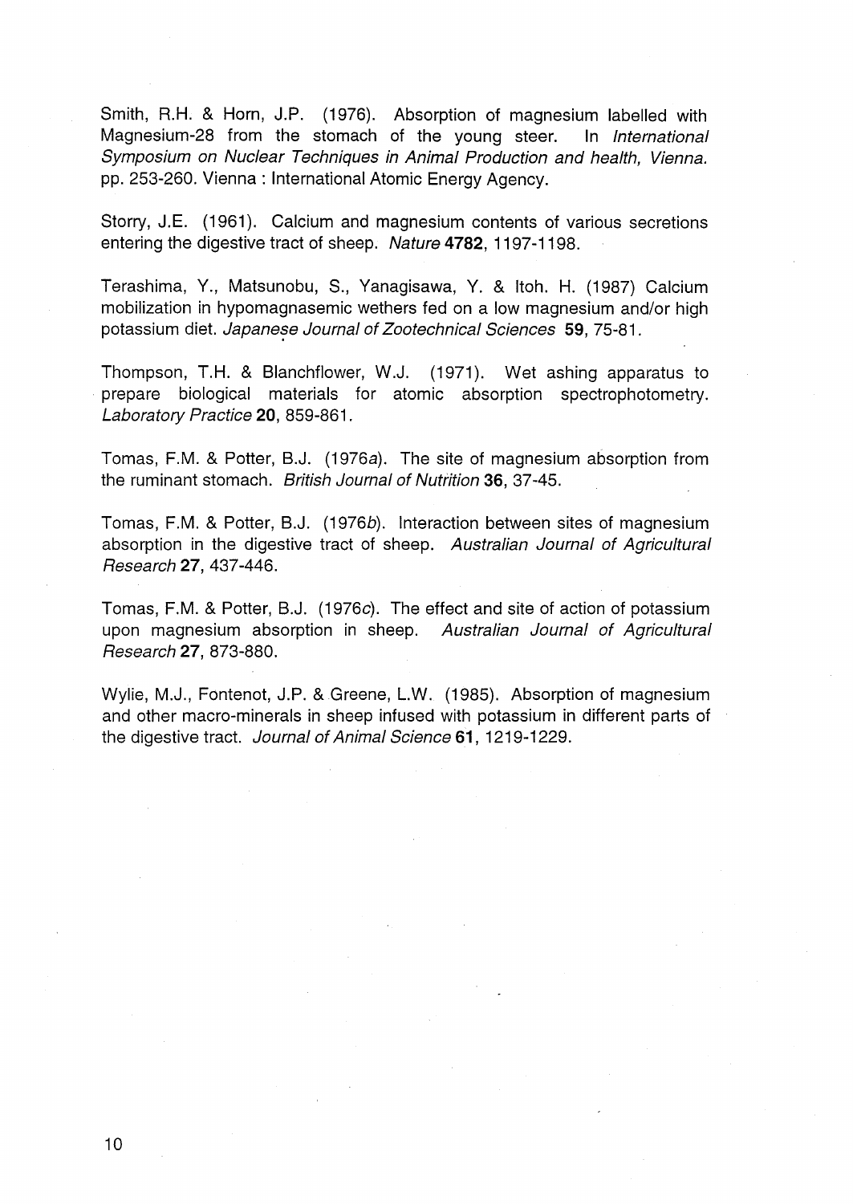Smith, R.H. & Horn, J.P. (1976). Absorption of magnesium labelled with Magnesium-28 from the stomach of the young steer. In *International Symposium on Nuclear Techniques in Animal Production and health, Vienna.* pp. 253-260. Vienna : International Atomic Energy Agency.

Storry, J.E. (1961). Calcium and magnesium contents of various secretions entering the digestive tract of sheep. *Nature* **4782**, 1197-1198.

Terashima, Y., Matsunobu, S., Yanagisawa, Y. & Itoh. H. (1987) Calcium mobilization in hypomagnasemic wethers fed on a low magnesium and/or high potassium diet. *Japanese Journal of Zootechnical Sciences* **59**, 75-81.

Thompson, T.H. & Blanchflower, W.J. (1971). Wet ashing apparatus to prepare biological materials for atomic absorption spectrophotometry. *Laboratory Practice* **20**, 859-861.

Tomas, F.M. & Potter, B.J. (1976*a*). The site of magnesium absorption from the ruminant stomach. *British Journal of Nutrition* **36**, 37-45.

Tomas, F.M. & Potter, B.J. (1976*b*). Interaction between sites of magnesium absorption in the digestive tract of sheep. *Australian Journal of Agricultural Research* **27**, 437-446.

Tomas, F.M. & Potter, B.J. (1976*c*). The effect and site of action of potassium upon magnesium absorption in sheep. *Australian Journal of Agricultural Research* **27**, 873-880.

Wylie, M.J., Fontenot, J.P. & Greene, L.W. (1985). Absorption of magnesium and other macro-minerals in sheep infused with potassium in different parts of the digestive tract. *Journal of Animal Science* **61**, 1219-1229.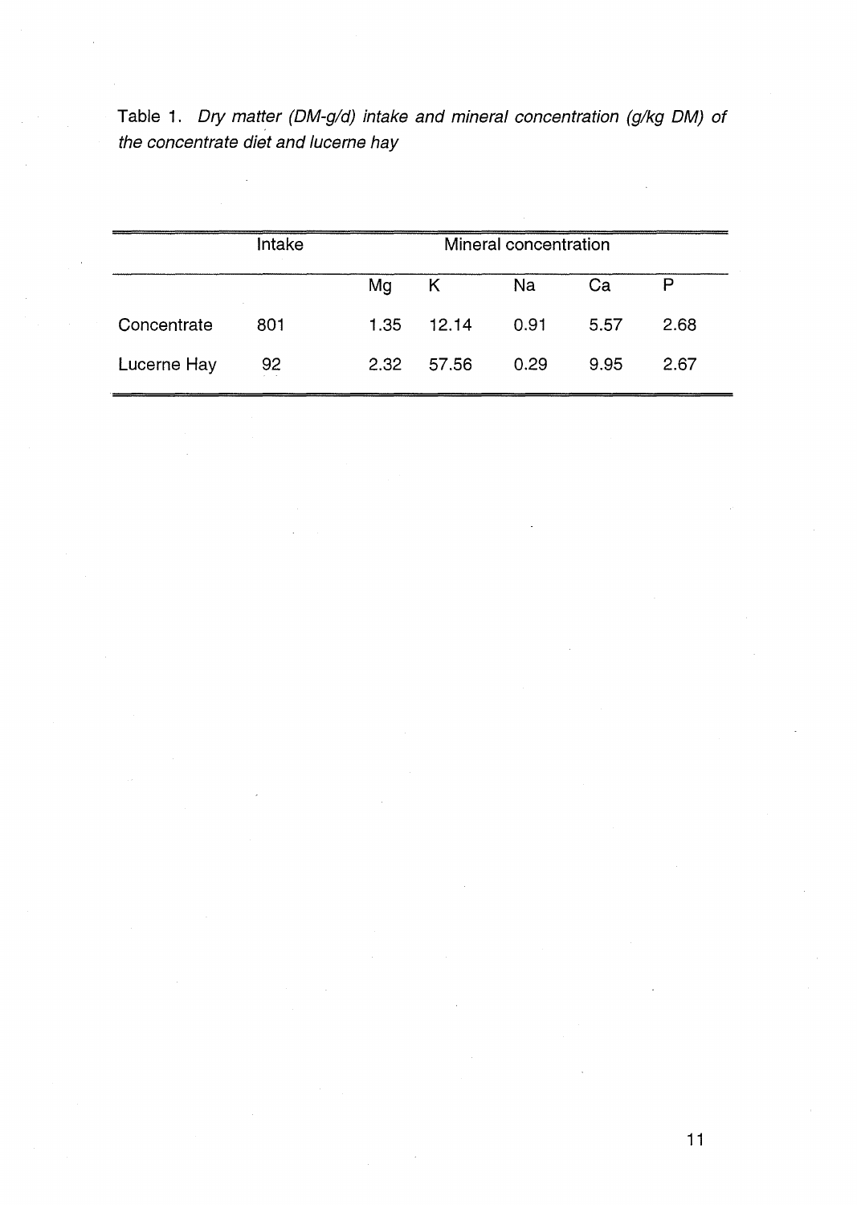Table 1. *Dry matter (DM-g/d) intake and mineral concentration (g/kg DM) of the concentrate diet and lucerne hay*

| | Intake | Mineral concentration | | | | |
|---|---|---|---|---|---|---|
| | | Mg | K | Na | Ca | P |
| Concentrate | 801 | 1.35 | 12.14 | 0.91 | 5.57 | 2.68 |
| Lucerne Hay | 92 | 2.32 | 57.56 | 0.29 | 9.95 | 2.67 |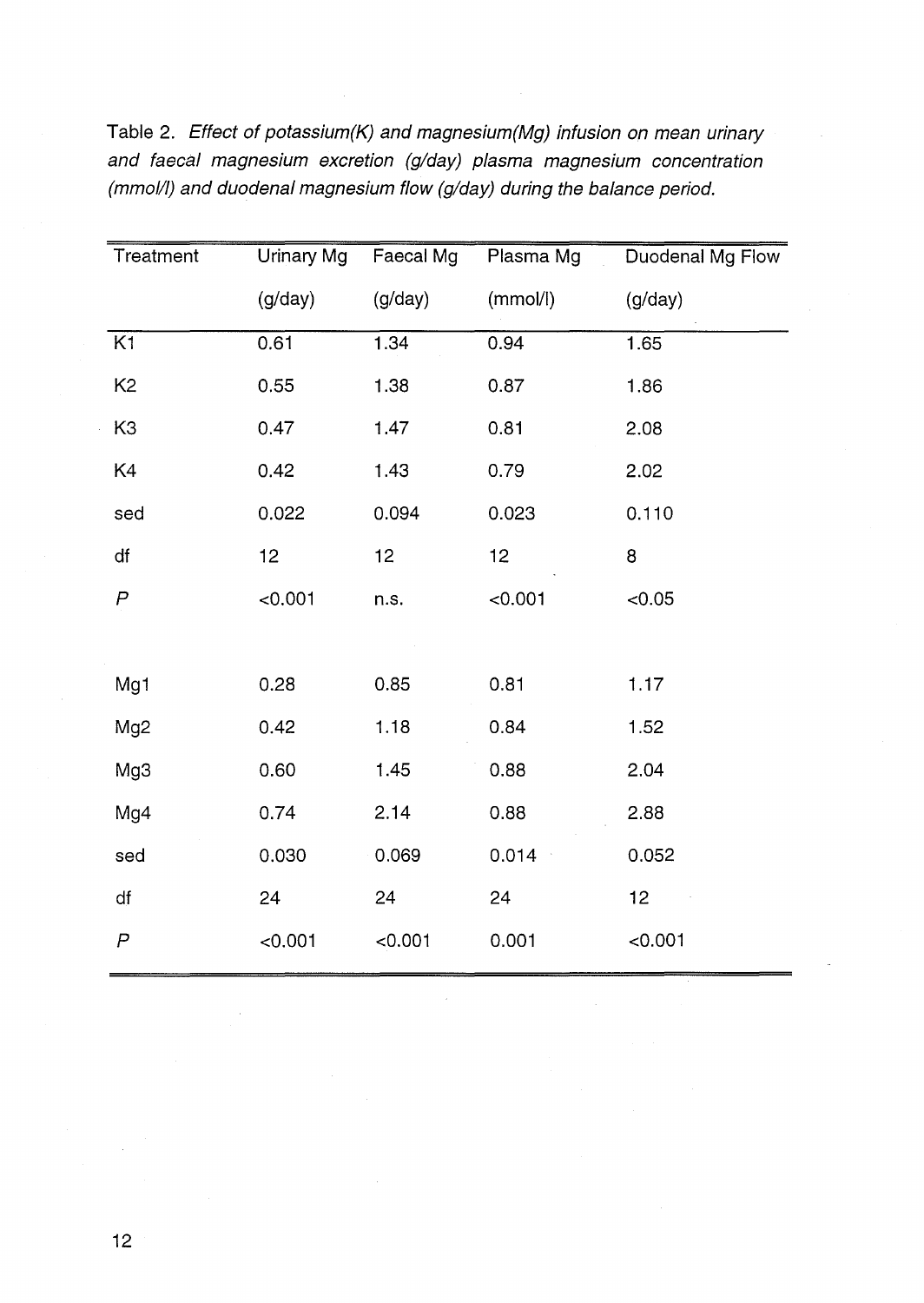Table 2. *Effect of potassium(K) and magnesium(Mg) infusion on mean urinary and faecal magnesium excretion (g/day) plasma magnesium concentration (mmol/l) and duodenal magnesium flow (g/day) during the balance period.*

| Treatment | Urinary Mg (g/day) | Faecal Mg (g/day) | Plasma Mg (mmol/l) | Duodenal Mg Flow (g/day) |
|---|---|---|---|---|
| K1 | 0.61 | 1.34 | 0.94 | 1.65 |
| K2 | 0.55 | 1.38 | 0.87 | 1.86 |
| K3 | 0.47 | 1.47 | 0.81 | 2.08 |
| K4 | 0.42 | 1.43 | 0.79 | 2.02 |
| sed | 0.022 | 0.094 | 0.023 | 0.110 |
| df | 12 | 12 | 12 | 8 |
| *P* | <0.001 | n.s. | <0.001 | <0.05 |
| | | | | |
| Mg1 | 0.28 | 0.85 | 0.81 | 1.17 |
| Mg2 | 0.42 | 1.18 | 0.84 | 1.52 |
| Mg3 | 0.60 | 1.45 | 0.88 | 2.04 |
| Mg4 | 0.74 | 2.14 | 0.88 | 2.88 |
| sed | 0.030 | 0.069 | 0.014 | 0.052 |
| df | 24 | 24 | 24 | 12 |
| *P* | <0.001 | <0.001 | 0.001 | <0.001 |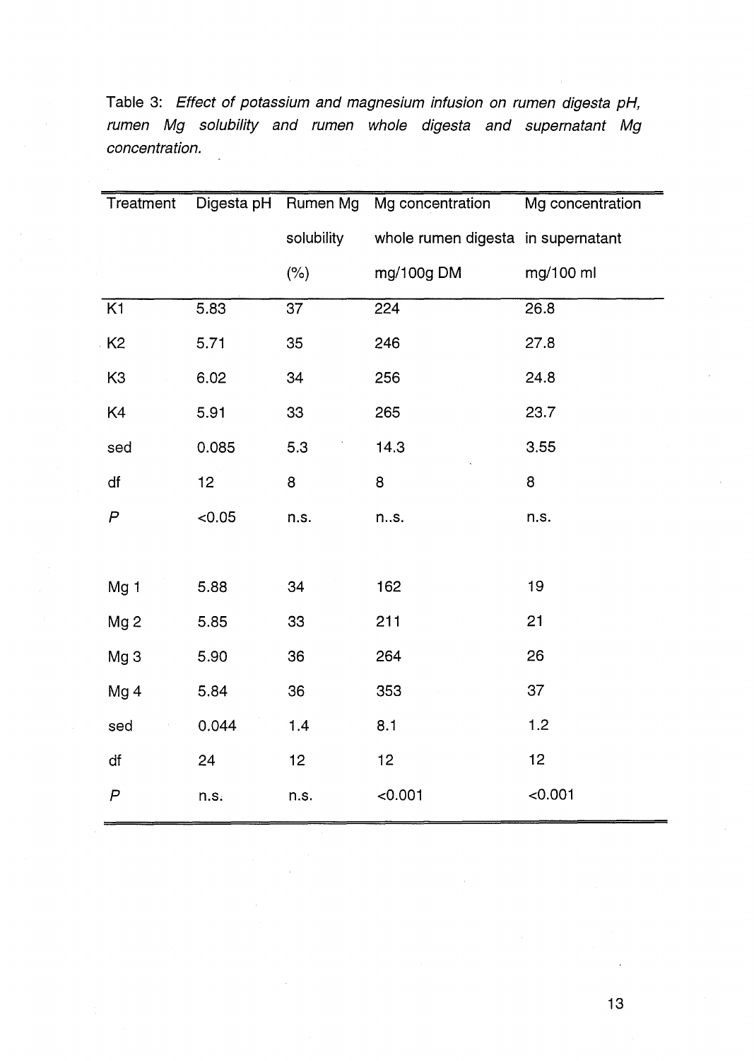Table 3: *Effect of potassium and magnesium infusion on rumen digesta pH, rumen Mg solubility and rumen whole digesta and supernatant Mg concentration.*

| Treatment | Digesta pH | Rumen Mg solubility (%) | Mg concentration whole rumen digesta mg/100g DM | Mg concentration in supernatant mg/100 ml |
|---|---|---|---|---|
| K1 | 5.83 | 37 | 224 | 26.8 |
| K2 | 5.71 | 35 | 246 | 27.8 |
| K3 | 6.02 | 34 | 256 | 24.8 |
| K4 | 5.91 | 33 | 265 | 23.7 |
| sed | 0.085 | 5.3 | 14.3 | 3.55 |
| df | 12 | 8 | 8 | 8 |
| *P* | <0.05 | n.s. | n..s. | n.s. |
| | | | | |
| Mg 1 | 5.88 | 34 | 162 | 19 |
| Mg 2 | 5.85 | 33 | 211 | 21 |
| Mg 3 | 5.90 | 36 | 264 | 26 |
| Mg 4 | 5.84 | 36 | 353 | 37 |
| sed | 0.044 | 1.4 | 8.1 | 1.2 |
| df | 24 | 12 | 12 | 12 |
| *P* | n.s. | n.s. | <0.001 | <0.001 |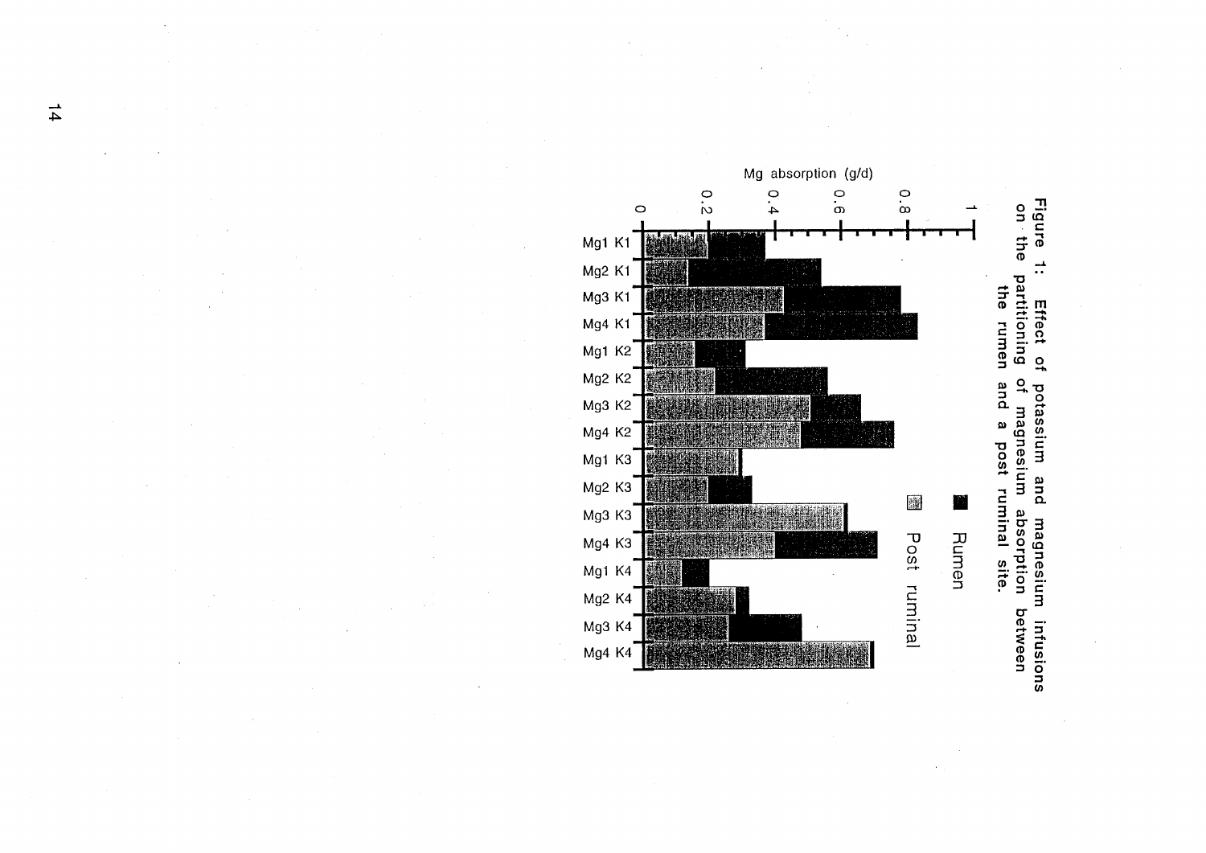Figure 1: Effect of potassium and magnesium infusions on the partitioning of magnesium absorption between the rumen and a post ruminal site.

Rumen

Post ruminal

Mg absorption (g/d)

0

0.2

0.4

0.6

0.8

1

Mg1 K1

Mg2 K1

Mg3 K1

Mg4 K1

Mg1 K2

Mg2 K2

Mg3 K2

Mg4 K2

Mg1 K3

Mg2 K3

Mg3 K3

Mg4 K3

Mg1 K4

Mg2 K4

Mg3 K4

Mg4 K4